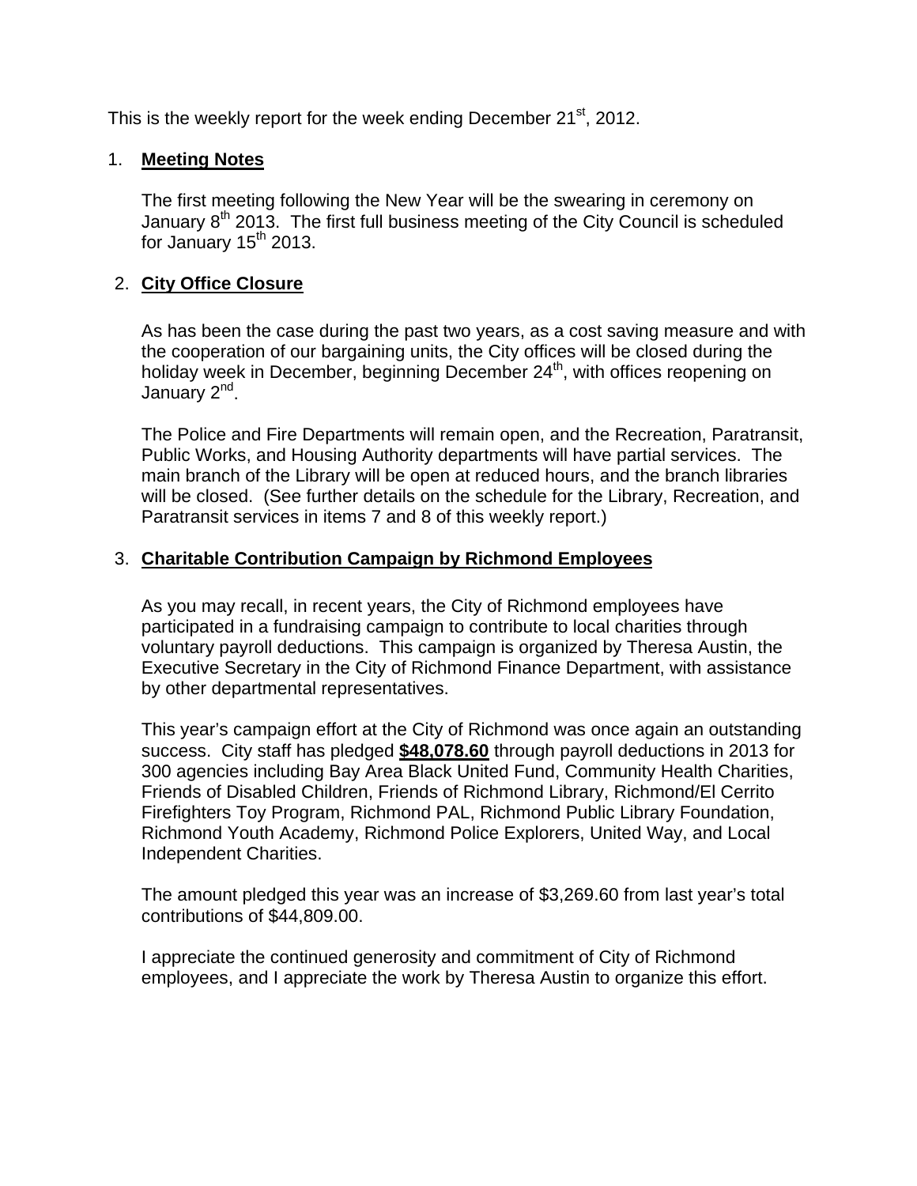This is the weekly report for the week ending December 21st, 2012.

1. **Meeting Notes**

   The first meeting following the New Year will be the swearing in ceremony on January 8th 2013. The first full business meeting of the City Council is scheduled for January 15th 2013.

2. **City Office Closure**

   As has been the case during the past two years, as a cost saving measure and with the cooperation of our bargaining units, the City offices will be closed during the holiday week in December, beginning December 24th, with offices reopening on January 2nd.

   The Police and Fire Departments will remain open, and the Recreation, Paratransit, Public Works, and Housing Authority departments will have partial services. The main branch of the Library will be open at reduced hours, and the branch libraries will be closed. (See further details on the schedule for the Library, Recreation, and Paratransit services in items 7 and 8 of this weekly report.)

3. **Charitable Contribution Campaign by Richmond Employees**

   As you may recall, in recent years, the City of Richmond employees have participated in a fundraising campaign to contribute to local charities through voluntary payroll deductions. This campaign is organized by Theresa Austin, the Executive Secretary in the City of Richmond Finance Department, with assistance by other departmental representatives.

   This year's campaign effort at the City of Richmond was once again an outstanding success. City staff has pledged **$48,078.60** through payroll deductions in 2013 for 300 agencies including Bay Area Black United Fund, Community Health Charities, Friends of Disabled Children, Friends of Richmond Library, Richmond/El Cerrito Firefighters Toy Program, Richmond PAL, Richmond Public Library Foundation, Richmond Youth Academy, Richmond Police Explorers, United Way, and Local Independent Charities.

   The amount pledged this year was an increase of $3,269.60 from last year's total contributions of $44,809.00.

   I appreciate the continued generosity and commitment of City of Richmond employees, and I appreciate the work by Theresa Austin to organize this effort.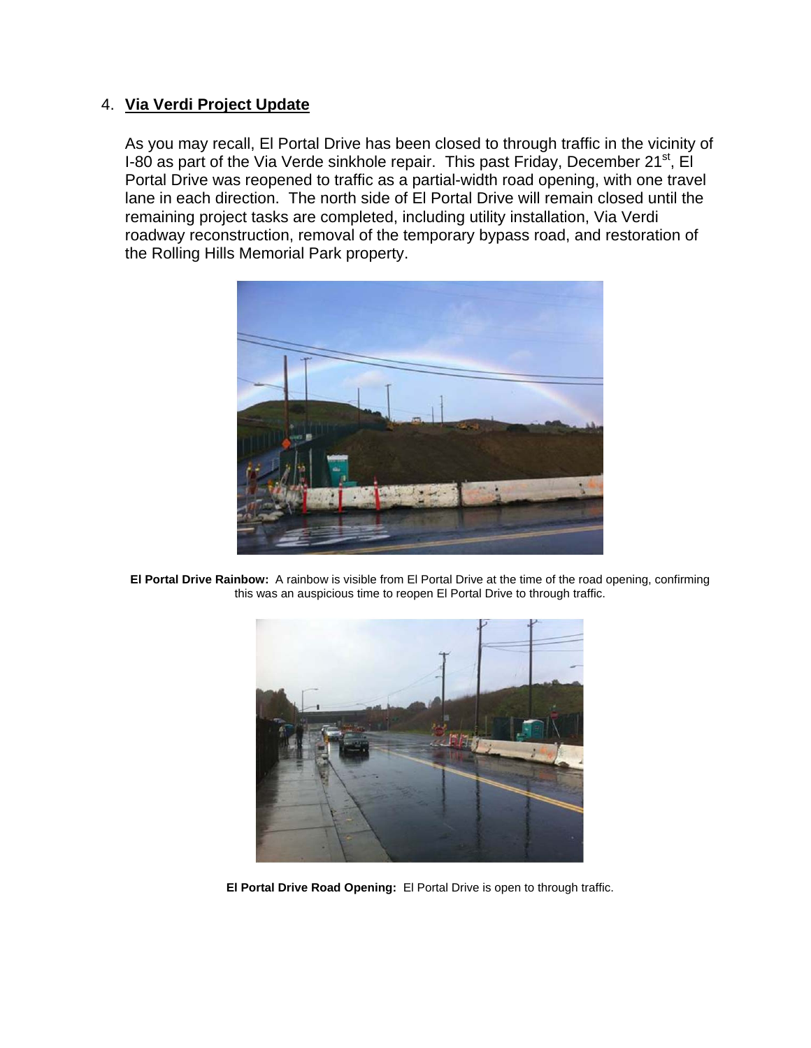4. **Via Verdi Project Update**

As you may recall, El Portal Drive has been closed to through traffic in the vicinity of I-80 as part of the Via Verde sinkhole repair. This past Friday, December 21st, El Portal Drive was reopened to traffic as a partial-width road opening, with one travel lane in each direction. The north side of El Portal Drive will remain closed until the remaining project tasks are completed, including utility installation, Via Verdi roadway reconstruction, removal of the temporary bypass road, and restoration of the Rolling Hills Memorial Park property.

**El Portal Drive Rainbow:** A rainbow is visible from El Portal Drive at the time of the road opening, confirming this was an auspicious time to reopen El Portal Drive to through traffic.

**El Portal Drive Road Opening:** El Portal Drive is open to through traffic.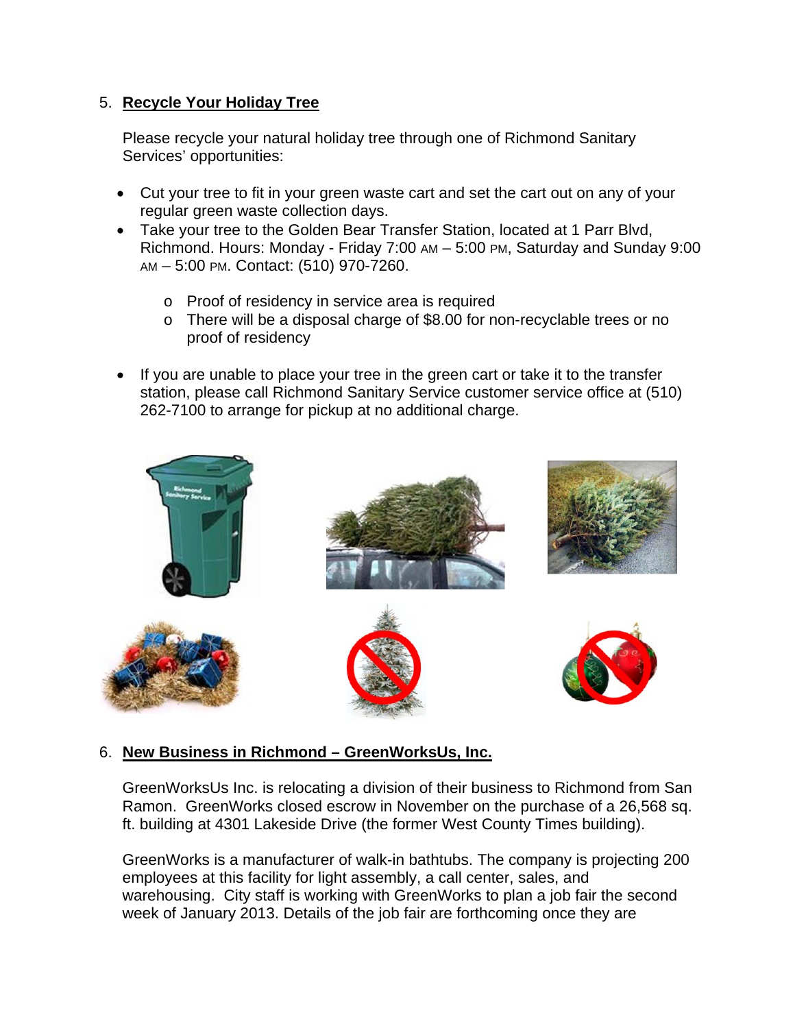5. **Recycle Your Holiday Tree**

   Please recycle your natural holiday tree through one of Richmond Sanitary Services' opportunities:

- Cut your tree to fit in your green waste cart and set the cart out on any of your regular green waste collection days.
- Take your tree to the Golden Bear Transfer Station, located at 1 Parr Blvd, Richmond. Hours: Monday - Friday 7:00 AM – 5:00 PM, Saturday and Sunday 9:00 AM – 5:00 PM. Contact: (510) 970-7260.
    - Proof of residency in service area is required
    - There will be a disposal charge of $8.00 for non-recyclable trees or no proof of residency
- If you are unable to place your tree in the green cart or take it to the transfer station, please call Richmond Sanitary Service customer service office at (510) 262-7100 to arrange for pickup at no additional charge.

6. **New Business in Richmond – GreenWorksUs, Inc.**

   GreenWorksUs Inc. is relocating a division of their business to Richmond from San Ramon. GreenWorks closed escrow in November on the purchase of a 26,568 sq. ft. building at 4301 Lakeside Drive (the former West County Times building).

   GreenWorks is a manufacturer of walk-in bathtubs. The company is projecting 200 employees at this facility for light assembly, a call center, sales, and warehousing. City staff is working with GreenWorks to plan a job fair the second week of January 2013. Details of the job fair are forthcoming once they are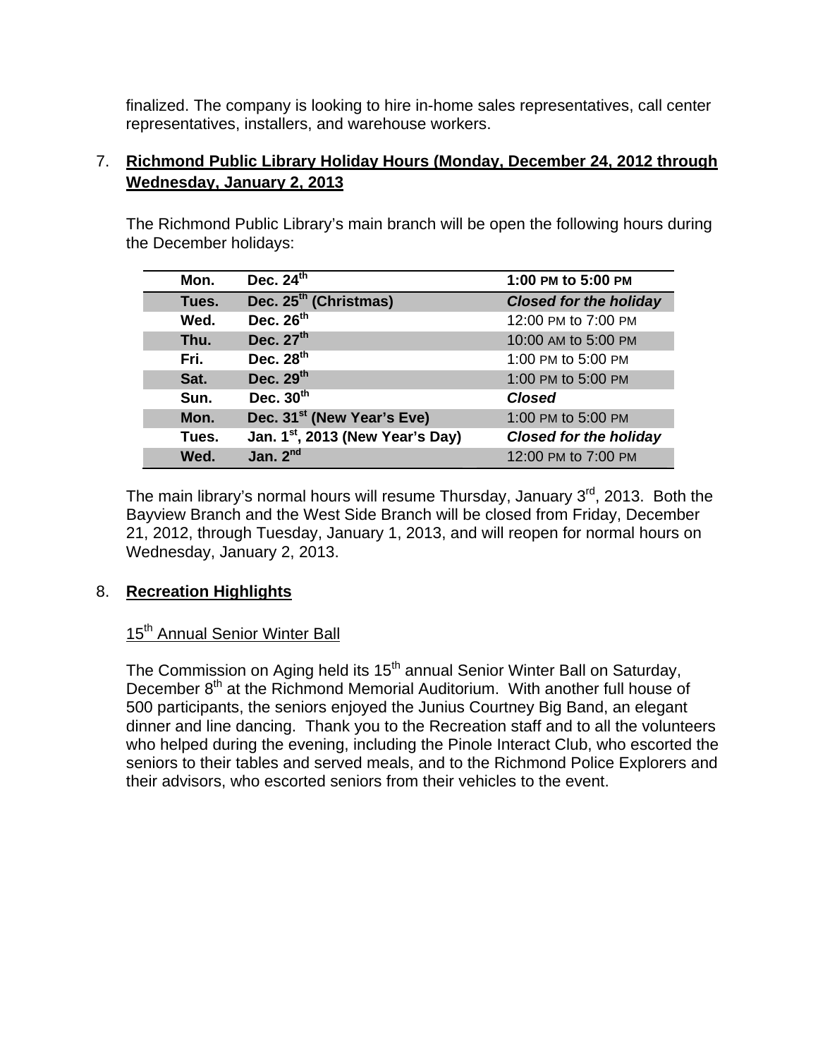finalized. The company is looking to hire in-home sales representatives, call center representatives, installers, and warehouse workers.

7. **Richmond Public Library Holiday Hours (Monday, December 24, 2012 through Wednesday, January 2, 2013**

The Richmond Public Library's main branch will be open the following hours during the December holidays:

| | | |
|---|---|---|
| **Mon.** | **Dec. 24th** | **1:00 PM to 5:00 PM** |
| **Tues.** | **Dec. 25th (Christmas)** | ***Closed for the holiday*** |
| **Wed.** | **Dec. 26th** | 12:00 PM to 7:00 PM |
| **Thu.** | **Dec. 27th** | 10:00 AM to 5:00 PM |
| **Fri.** | **Dec. 28th** | 1:00 PM to 5:00 PM |
| **Sat.** | **Dec. 29th** | 1:00 PM to 5:00 PM |
| **Sun.** | **Dec. 30th** | ***Closed*** |
| **Mon.** | **Dec. 31st (New Year's Eve)** | 1:00 PM to 5:00 PM |
| **Tues.** | **Jan. 1st, 2013 (New Year's Day)** | ***Closed for the holiday*** |
| **Wed.** | **Jan. 2nd** | 12:00 PM to 7:00 PM |

The main library's normal hours will resume Thursday, January 3rd, 2013. Both the Bayview Branch and the West Side Branch will be closed from Friday, December 21, 2012, through Tuesday, January 1, 2013, and will reopen for normal hours on Wednesday, January 2, 2013.

8. **Recreation Highlights**

15th Annual Senior Winter Ball

The Commission on Aging held its 15th annual Senior Winter Ball on Saturday, December 8th at the Richmond Memorial Auditorium. With another full house of 500 participants, the seniors enjoyed the Junius Courtney Big Band, an elegant dinner and line dancing. Thank you to the Recreation staff and to all the volunteers who helped during the evening, including the Pinole Interact Club, who escorted the seniors to their tables and served meals, and to the Richmond Police Explorers and their advisors, who escorted seniors from their vehicles to the event.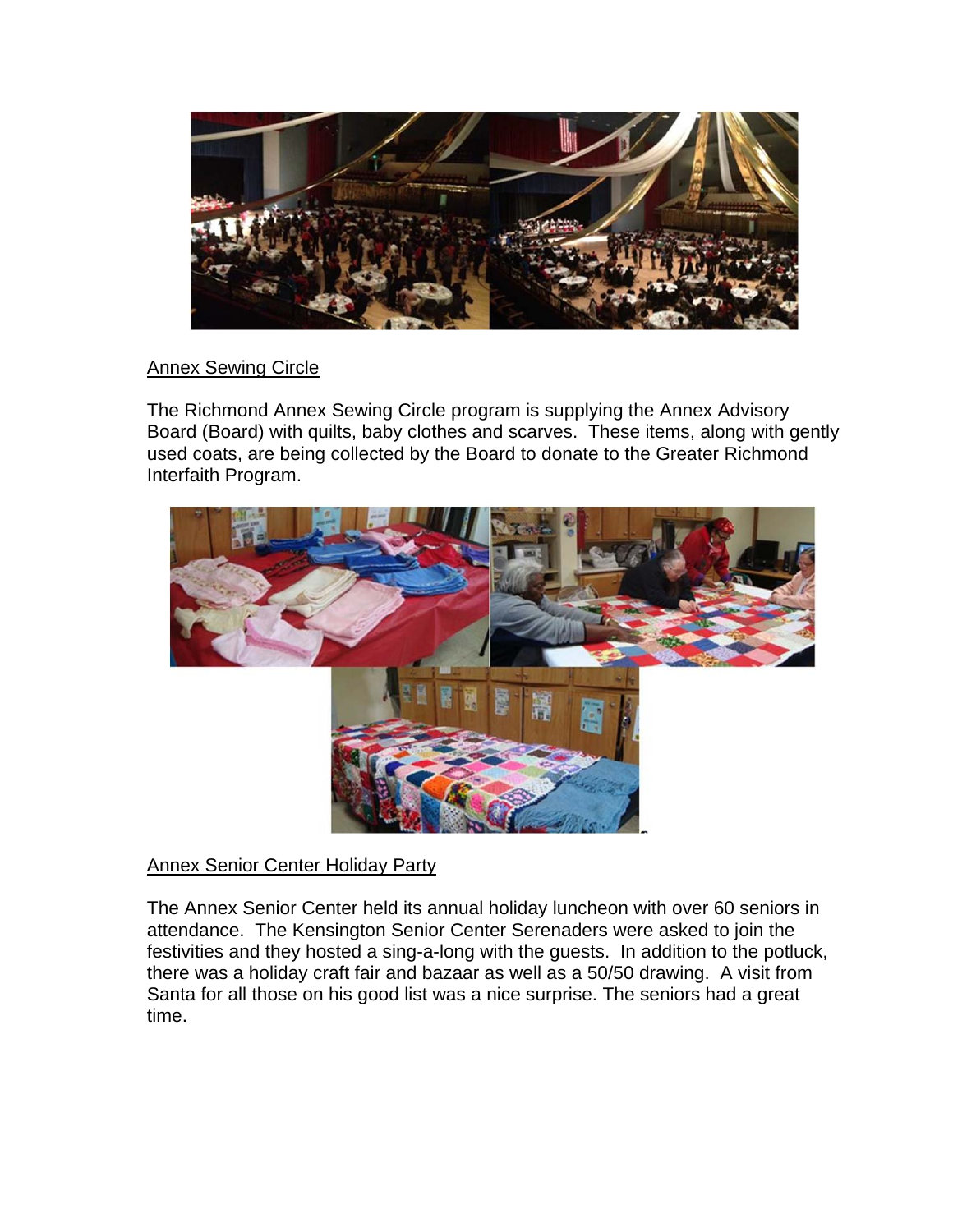## Annex Sewing Circle

The Richmond Annex Sewing Circle program is supplying the Annex Advisory Board (Board) with quilts, baby clothes and scarves. These items, along with gently used coats, are being collected by the Board to donate to the Greater Richmond Interfaith Program.

## Annex Senior Center Holiday Party

The Annex Senior Center held its annual holiday luncheon with over 60 seniors in attendance. The Kensington Senior Center Serenaders were asked to join the festivities and they hosted a sing-a-long with the guests. In addition to the potluck, there was a holiday craft fair and bazaar as well as a 50/50 drawing. A visit from Santa for all those on his good list was a nice surprise. The seniors had a great time.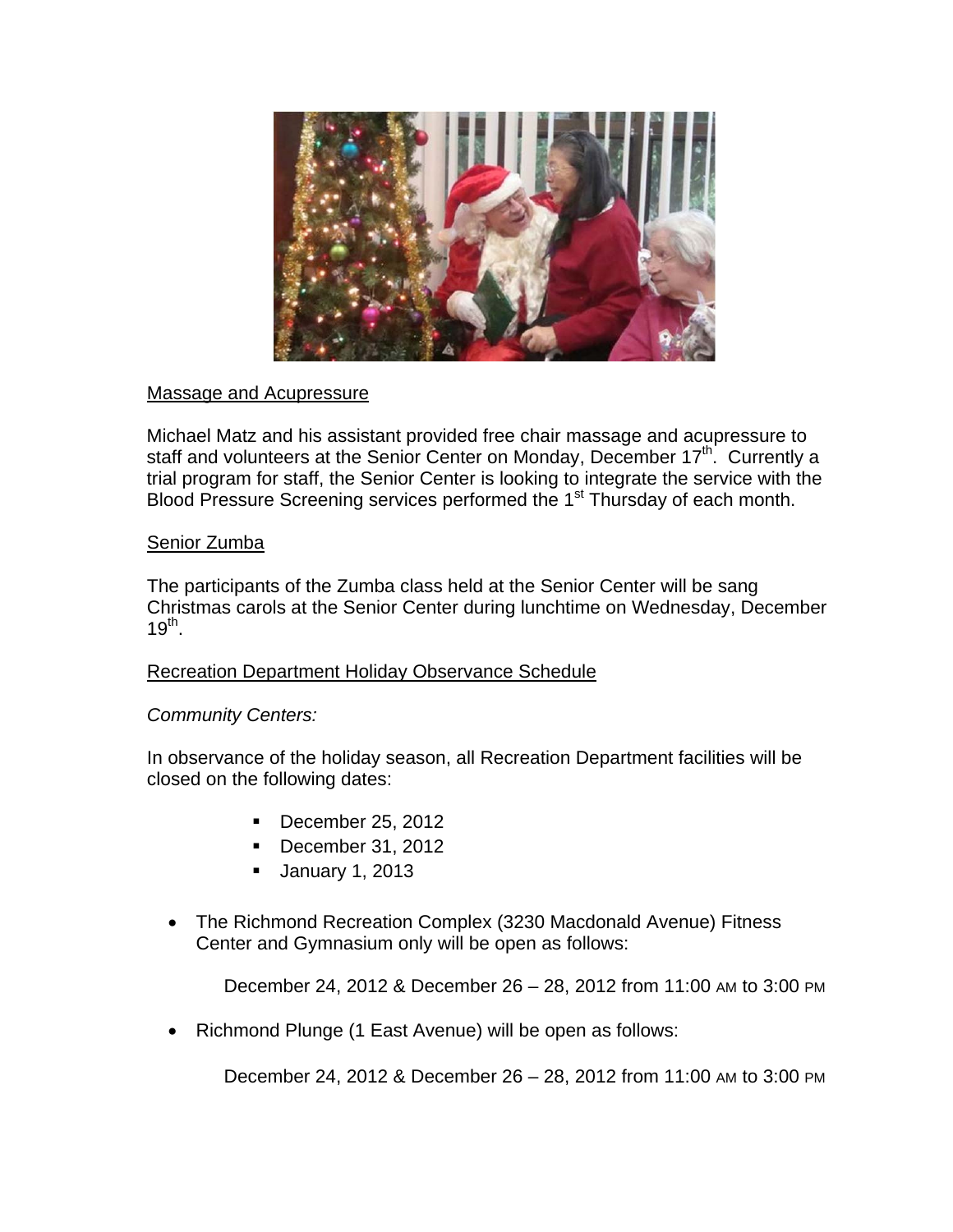Massage and Acupressure

Michael Matz and his assistant provided free chair massage and acupressure to staff and volunteers at the Senior Center on Monday, December 17th. Currently a trial program for staff, the Senior Center is looking to integrate the service with the Blood Pressure Screening services performed the 1st Thursday of each month.

Senior Zumba

The participants of the Zumba class held at the Senior Center will be sang Christmas carols at the Senior Center during lunchtime on Wednesday, December 19th.

Recreation Department Holiday Observance Schedule

*Community Centers:*

In observance of the holiday season, all Recreation Department facilities will be closed on the following dates:

- December 25, 2012
- December 31, 2012
- January 1, 2013

- The Richmond Recreation Complex (3230 Macdonald Avenue) Fitness Center and Gymnasium only will be open as follows:

  December 24, 2012 & December 26 – 28, 2012 from 11:00 AM to 3:00 PM

- Richmond Plunge (1 East Avenue) will be open as follows:

  December 24, 2012 & December 26 – 28, 2012 from 11:00 AM to 3:00 PM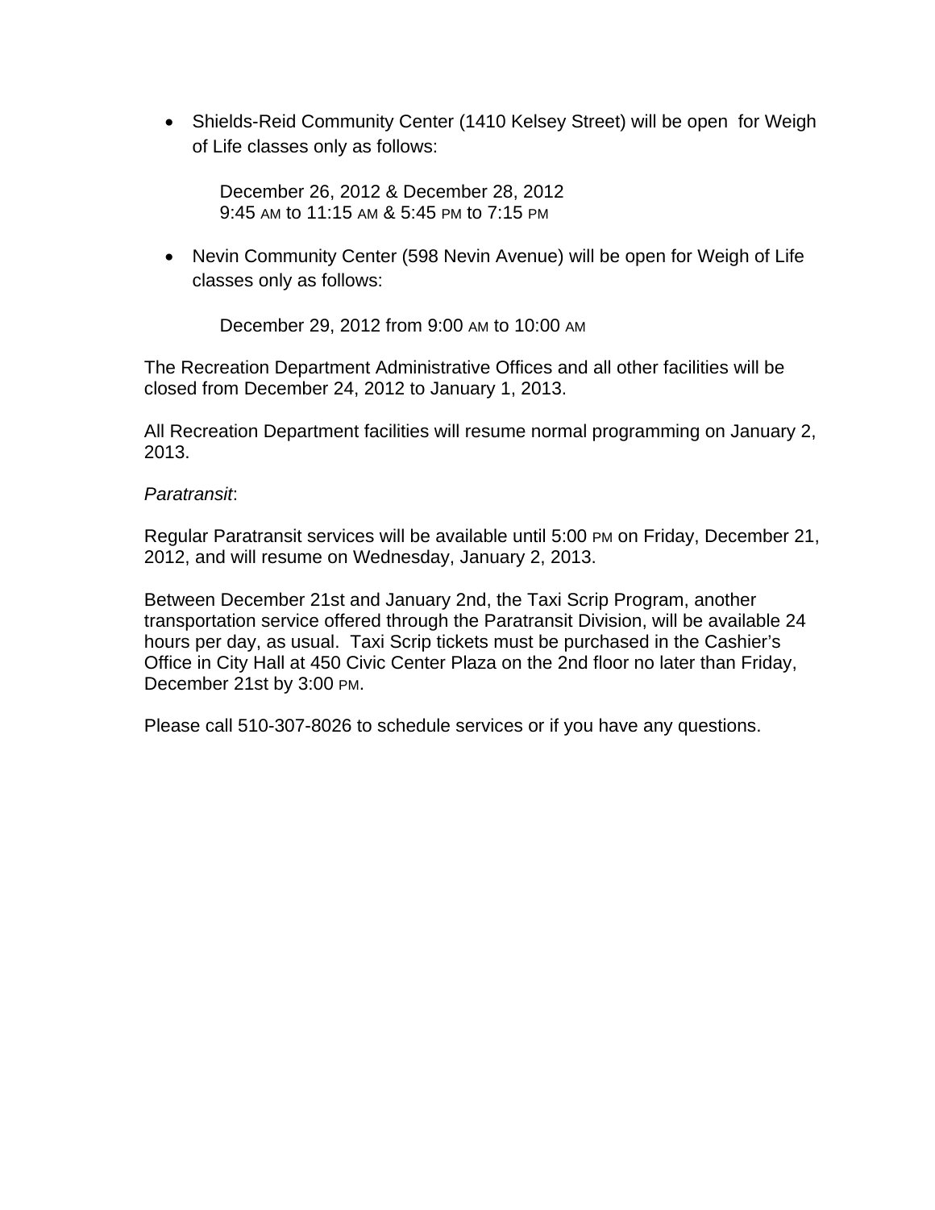- Shields-Reid Community Center (1410 Kelsey Street) will be open for Weigh of Life classes only as follows:

  December 26, 2012 & December 28, 2012
  9:45 AM to 11:15 AM & 5:45 PM to 7:15 PM

- Nevin Community Center (598 Nevin Avenue) will be open for Weigh of Life classes only as follows:

  December 29, 2012 from 9:00 AM to 10:00 AM

The Recreation Department Administrative Offices and all other facilities will be closed from December 24, 2012 to January 1, 2013.

All Recreation Department facilities will resume normal programming on January 2, 2013.

*Paratransit*:

Regular Paratransit services will be available until 5:00 PM on Friday, December 21, 2012, and will resume on Wednesday, January 2, 2013.

Between December 21st and January 2nd, the Taxi Scrip Program, another transportation service offered through the Paratransit Division, will be available 24 hours per day, as usual. Taxi Scrip tickets must be purchased in the Cashier's Office in City Hall at 450 Civic Center Plaza on the 2nd floor no later than Friday, December 21st by 3:00 PM.

Please call 510-307-8026 to schedule services or if you have any questions.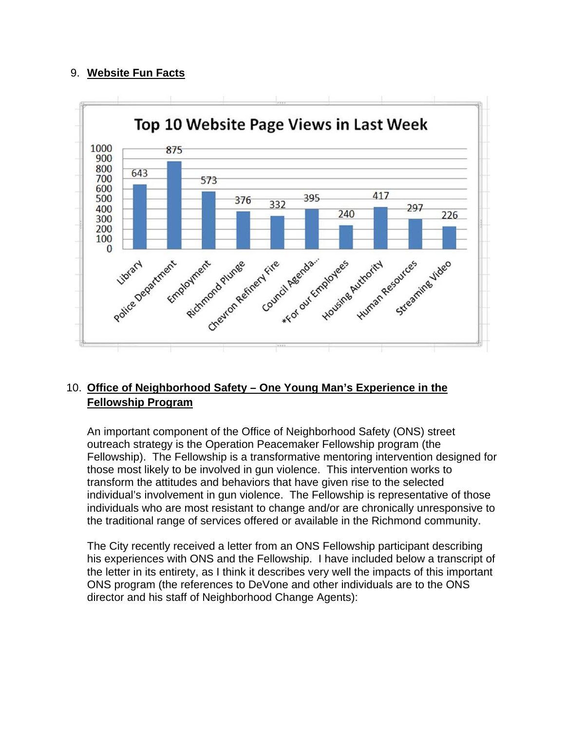9. **Website Fun Facts**

Top 10 Website Page Views in Last Week

1000
900
800
700
600
500
400
300
200
100
0

643
875
573
376
332
395
240
417
297
226

Library
Police Department
Employment
Richmond Plunge
Chevron Refinery Fire
Council Agenda...
*For our Employees
Housing Authority
Human Resources
Streaming Video

10. **Office of Neighborhood Safety – One Young Man's Experience in the Fellowship Program**

An important component of the Office of Neighborhood Safety (ONS) street outreach strategy is the Operation Peacemaker Fellowship program (the Fellowship). The Fellowship is a transformative mentoring intervention designed for those most likely to be involved in gun violence. This intervention works to transform the attitudes and behaviors that have given rise to the selected individual's involvement in gun violence. The Fellowship is representative of those individuals who are most resistant to change and/or are chronically unresponsive to the traditional range of services offered or available in the Richmond community.

The City recently received a letter from an ONS Fellowship participant describing his experiences with ONS and the Fellowship. I have included below a transcript of the letter in its entirety, as I think it describes very well the impacts of this important ONS program (the references to DeVone and other individuals are to the ONS director and his staff of Neighborhood Change Agents):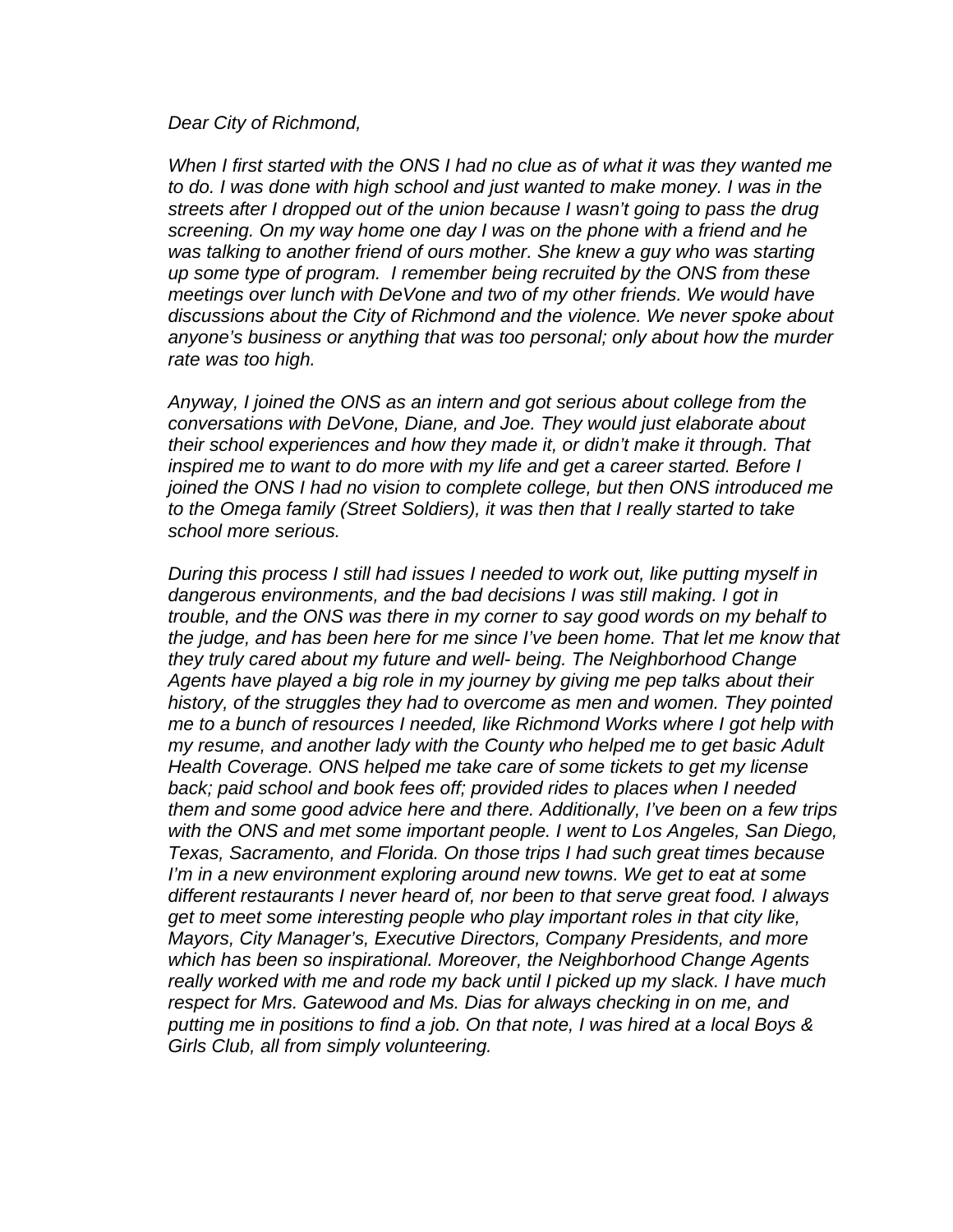*Dear City of Richmond,*

*When I first started with the ONS I had no clue as of what it was they wanted me to do. I was done with high school and just wanted to make money. I was in the streets after I dropped out of the union because I wasn't going to pass the drug screening. On my way home one day I was on the phone with a friend and he was talking to another friend of ours mother. She knew a guy who was starting up some type of program. I remember being recruited by the ONS from these meetings over lunch with DeVone and two of my other friends. We would have discussions about the City of Richmond and the violence. We never spoke about anyone's business or anything that was too personal; only about how the murder rate was too high.*

*Anyway, I joined the ONS as an intern and got serious about college from the conversations with DeVone, Diane, and Joe. They would just elaborate about their school experiences and how they made it, or didn't make it through. That inspired me to want to do more with my life and get a career started. Before I joined the ONS I had no vision to complete college, but then ONS introduced me to the Omega family (Street Soldiers), it was then that I really started to take school more serious.*

*During this process I still had issues I needed to work out, like putting myself in dangerous environments, and the bad decisions I was still making. I got in trouble, and the ONS was there in my corner to say good words on my behalf to the judge, and has been here for me since I've been home. That let me know that they truly cared about my future and well- being. The Neighborhood Change Agents have played a big role in my journey by giving me pep talks about their history, of the struggles they had to overcome as men and women. They pointed me to a bunch of resources I needed, like Richmond Works where I got help with my resume, and another lady with the County who helped me to get basic Adult Health Coverage. ONS helped me take care of some tickets to get my license back; paid school and book fees off; provided rides to places when I needed them and some good advice here and there. Additionally, I've been on a few trips with the ONS and met some important people. I went to Los Angeles, San Diego, Texas, Sacramento, and Florida. On those trips I had such great times because I'm in a new environment exploring around new towns. We get to eat at some different restaurants I never heard of, nor been to that serve great food. I always get to meet some interesting people who play important roles in that city like, Mayors, City Manager's, Executive Directors, Company Presidents, and more which has been so inspirational. Moreover, the Neighborhood Change Agents really worked with me and rode my back until I picked up my slack. I have much respect for Mrs. Gatewood and Ms. Dias for always checking in on me, and putting me in positions to find a job. On that note, I was hired at a local Boys & Girls Club, all from simply volunteering.*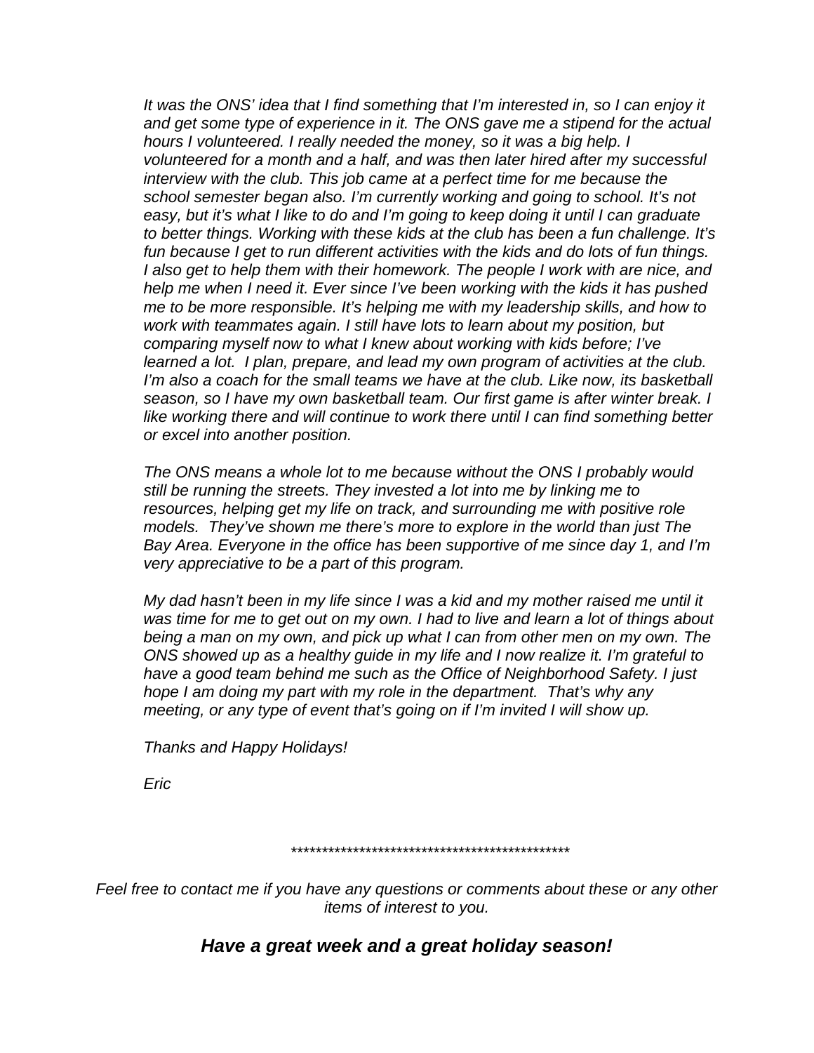*It was the ONS' idea that I find something that I'm interested in, so I can enjoy it and get some type of experience in it. The ONS gave me a stipend for the actual hours I volunteered. I really needed the money, so it was a big help. I volunteered for a month and a half, and was then later hired after my successful interview with the club. This job came at a perfect time for me because the school semester began also. I'm currently working and going to school. It's not easy, but it's what I like to do and I'm going to keep doing it until I can graduate to better things. Working with these kids at the club has been a fun challenge. It's fun because I get to run different activities with the kids and do lots of fun things. I also get to help them with their homework. The people I work with are nice, and help me when I need it. Ever since I've been working with the kids it has pushed me to be more responsible. It's helping me with my leadership skills, and how to work with teammates again. I still have lots to learn about my position, but comparing myself now to what I knew about working with kids before; I've learned a lot. I plan, prepare, and lead my own program of activities at the club. I'm also a coach for the small teams we have at the club. Like now, its basketball season, so I have my own basketball team. Our first game is after winter break. I like working there and will continue to work there until I can find something better or excel into another position.*

*The ONS means a whole lot to me because without the ONS I probably would still be running the streets. They invested a lot into me by linking me to resources, helping get my life on track, and surrounding me with positive role models. They've shown me there's more to explore in the world than just The Bay Area. Everyone in the office has been supportive of me since day 1, and I'm very appreciative to be a part of this program.*

*My dad hasn't been in my life since I was a kid and my mother raised me until it was time for me to get out on my own. I had to live and learn a lot of things about being a man on my own, and pick up what I can from other men on my own. The ONS showed up as a healthy guide in my life and I now realize it. I'm grateful to have a good team behind me such as the Office of Neighborhood Safety. I just hope I am doing my part with my role in the department. That's why any meeting, or any type of event that's going on if I'm invited I will show up.*

*Thanks and Happy Holidays!*

*Eric*

*********************************************

*Feel free to contact me if you have any questions or comments about these or any other items of interest to you.*

***Have a great week and a great holiday season!***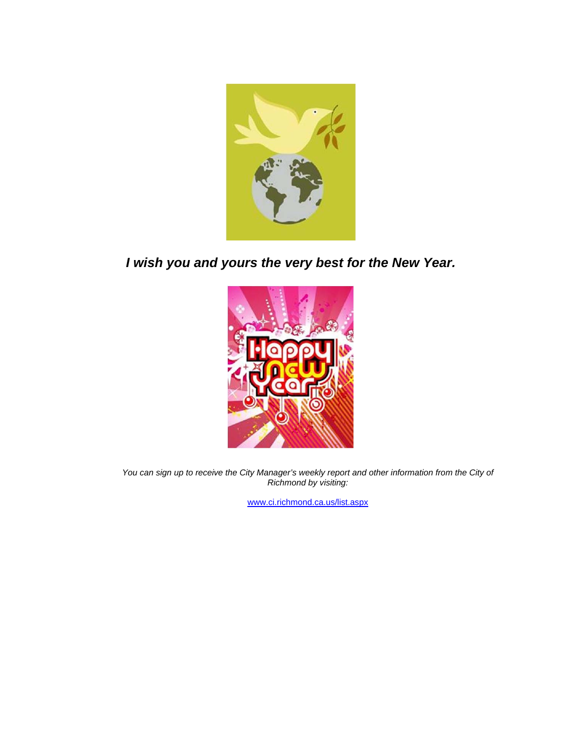***I wish you and yours the very best for the New Year.***

*You can sign up to receive the City Manager's weekly report and other information from the City of Richmond by visiting:*

www.ci.richmond.ca.us/list.aspx